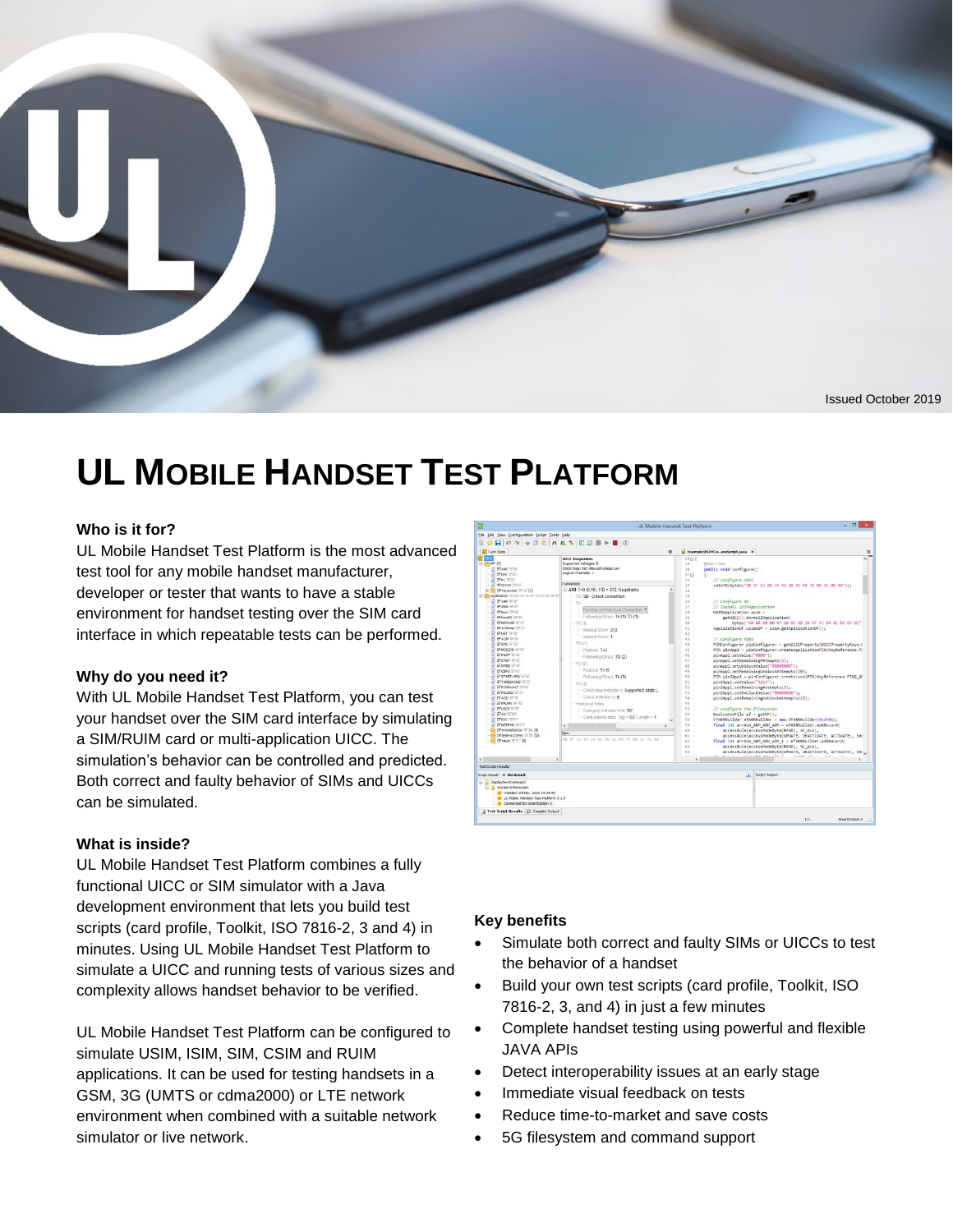Issued October 2019

# UL MOBILE HANDSET TEST PLATFORM

### Who is it for?

UL Mobile Handset Test Platform is the most advanced test tool for any mobile handset manufacturer, developer or tester that wants to have a stable environment for handset testing over the SIM card interface in which repeatable tests can be performed.

### Why do you need it?

With UL Mobile Handset Test Platform, you can test your handset over the SIM card interface by simulating a SIM/RUIM card or multi-application UICC. The simulation's behavior can be controlled and predicted. Both correct and faulty behavior of SIMs and UICCs can be simulated.

### What is inside?

UL Mobile Handset Test Platform combines a fully functional UICC or SIM simulator with a Java development environment that lets you build test scripts (card profile, Toolkit, ISO 7816-2, 3 and 4) in minutes. Using UL Mobile Handset Test Platform to simulate a UICC and running tests of various sizes and complexity allows handset behavior to be verified.

UL Mobile Handset Test Platform can be configured to simulate USIM, ISIM, SIM, CSIM and RUIM applications. It can be used for testing handsets in a GSM, 3G (UMTS or cdma2000) or LTE network environment when combined with a suitable network simulator or live network.

### Key benefits

- Simulate both correct and faulty SIMs or UICCs to test the behavior of a handset
- Build your own test scripts (card profile, Toolkit, ISO 7816-2, 3, and 4) in just a few minutes
- Complete handset testing using powerful and flexible JAVA APIs
- Detect interoperability issues at an early stage
- Immediate visual feedback on tests
- Reduce time-to-market and save costs
- 5G filesystem and command support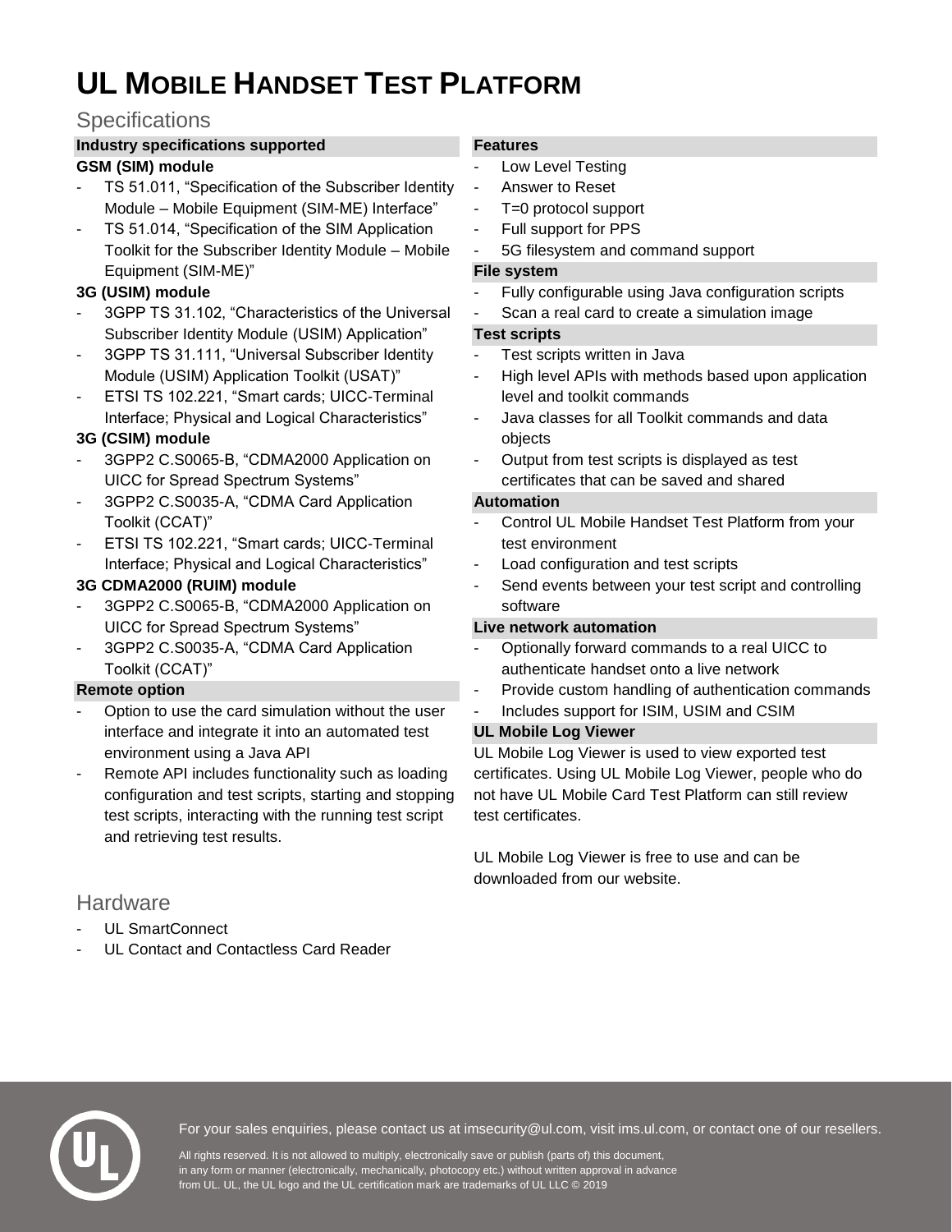# UL Mobile Handset Test Platform

## Specifications

### Industry specifications supported

**GSM (SIM) module**

- TS 51.011, "Specification of the Subscriber Identity Module – Mobile Equipment (SIM-ME) Interface"
- TS 51.014, "Specification of the SIM Application Toolkit for the Subscriber Identity Module – Mobile Equipment (SIM-ME)"

**3G (USIM) module**

- 3GPP TS 31.102, "Characteristics of the Universal Subscriber Identity Module (USIM) Application"
- 3GPP TS 31.111, "Universal Subscriber Identity Module (USIM) Application Toolkit (USAT)"
- ETSI TS 102.221, "Smart cards; UICC-Terminal Interface; Physical and Logical Characteristics"

**3G (CSIM) module**

- 3GPP2 C.S0065-B, "CDMA2000 Application on UICC for Spread Spectrum Systems"
- 3GPP2 C.S0035-A, "CDMA Card Application Toolkit (CCAT)"
- ETSI TS 102.221, "Smart cards; UICC-Terminal Interface; Physical and Logical Characteristics"

**3G CDMA2000 (RUIM) module**

- 3GPP2 C.S0065-B, "CDMA2000 Application on UICC for Spread Spectrum Systems"
- 3GPP2 C.S0035-A, "CDMA Card Application Toolkit (CCAT)"

### Remote option

- Option to use the card simulation without the user interface and integrate it into an automated test environment using a Java API
- Remote API includes functionality such as loading configuration and test scripts, starting and stopping test scripts, interacting with the running test script and retrieving test results.

### Features

- Low Level Testing
- Answer to Reset
- T=0 protocol support
- Full support for PPS
- 5G filesystem and command support

### File system

- Fully configurable using Java configuration scripts
- Scan a real card to create a simulation image

### Test scripts

- Test scripts written in Java
- High level APIs with methods based upon application level and toolkit commands
- Java classes for all Toolkit commands and data objects
- Output from test scripts is displayed as test certificates that can be saved and shared

### Automation

- Control UL Mobile Handset Test Platform from your test environment
- Load configuration and test scripts
- Send events between your test script and controlling software

### Live network automation

- Optionally forward commands to a real UICC to authenticate handset onto a live network
- Provide custom handling of authentication commands
- Includes support for ISIM, USIM and CSIM

### UL Mobile Log Viewer

UL Mobile Log Viewer is used to view exported test certificates. Using UL Mobile Log Viewer, people who do not have UL Mobile Card Test Platform can still review test certificates.

UL Mobile Log Viewer is free to use and can be downloaded from our website.

## Hardware

- UL SmartConnect
- UL Contact and Contactless Card Reader

For your sales enquiries, please contact us at imsecurity@ul.com, visit ims.ul.com, or contact one of our resellers.

All rights reserved. It is not allowed to multiply, electronically save or publish (parts of) this document, in any form or manner (electronically, mechanically, photocopy etc.) without written approval in advance from UL. UL, the UL logo and the UL certification mark are trademarks of UL LLC © 2019